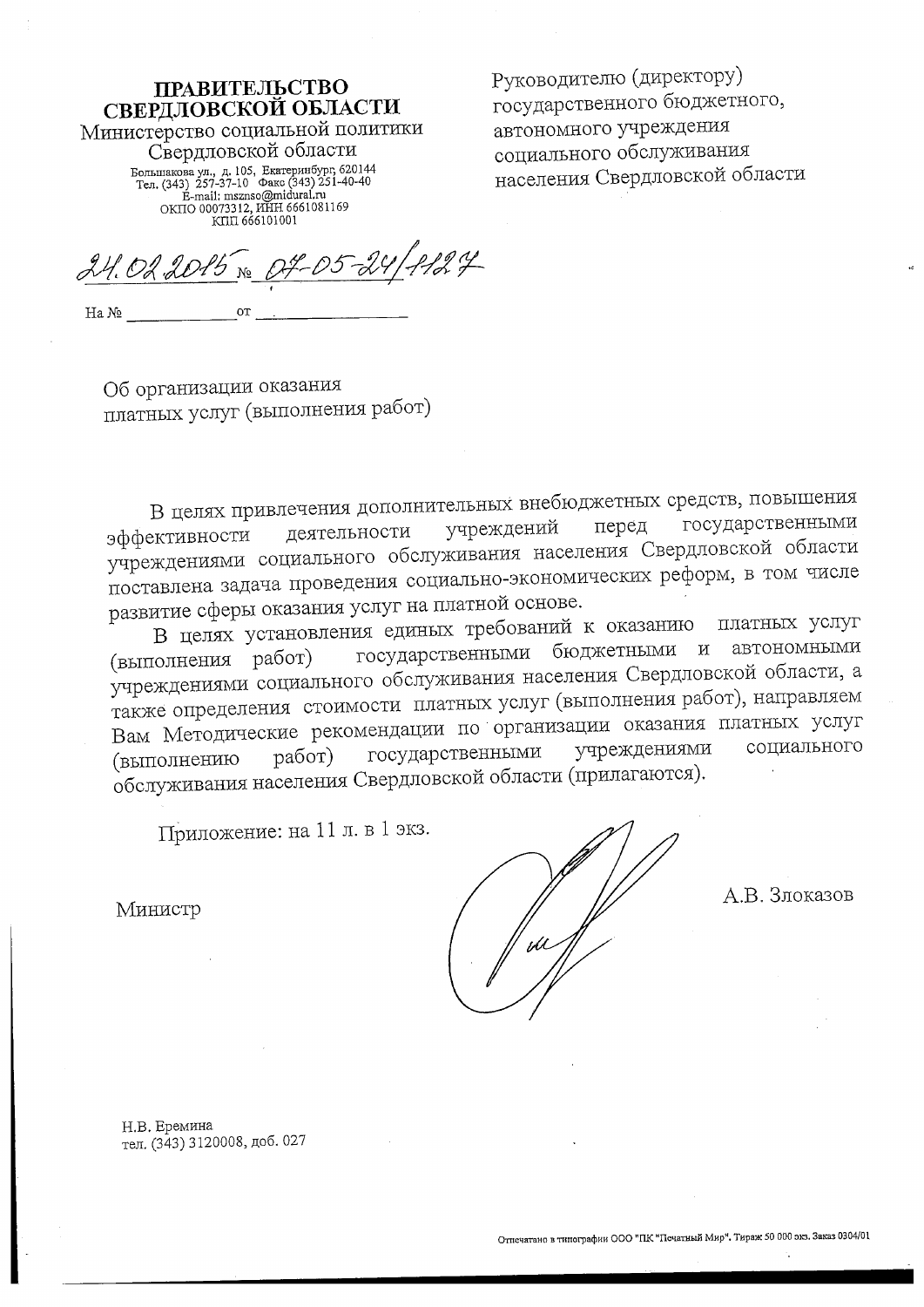**ПРАВИТЕЛЬСТВО СВЕРДЛОВСКОЙ ОБЛАСТИ**

Министерство социальной политики Свердловской области

Большакова ул., д. 105, Екатеринбург, 620144
Тел. (343) 257-37-10 Факс (343) 251-40-40
E-mail: msznso@midural.ru
ОКПО 00073312, ИНН 6661081169
КПП 666101001

24.02.2015 № 07-05-24/1127

На № ____________ от ____________

Руководителю (директору) государственного бюджетного, автономного учреждения социального обслуживания населения Свердловской области

Об организации оказания платных услуг (выполнения работ)

В целях привлечения дополнительных внебюджетных средств, повышения эффективности деятельности учреждений перед государственными учреждениями социального обслуживания населения Свердловской области поставлена задача проведения социально-экономических реформ, в том числе развитие сферы оказания услуг на платной основе.

В целях установления единых требований к оказанию платных услуг (выполнения работ) государственными бюджетными и автономными учреждениями социального обслуживания населения Свердловской области, а также определения стоимости платных услуг (выполнения работ), направляем Вам Методические рекомендации по организации оказания платных услуг (выполнению работ) государственными учреждениями социального обслуживания населения Свердловской области (прилагаются).

Приложение: на 11 л. в 1 экз.

Министр А.В. Злоказов

Н.В. Еремина
тел. (343) 3120008, доб. 027

Отпечатано в типографии ООО "ПК "Печатный Мир". Тираж 50 000 экз. Заказ 0304/01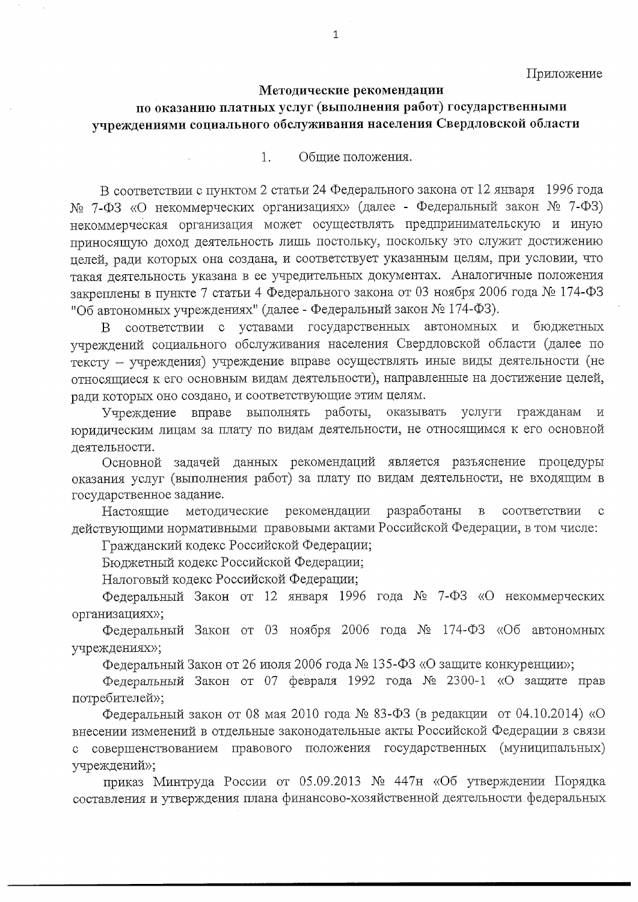Приложение

## Методические рекомендации по оказанию платных услуг (выполнения работ) государственными учреждениями социального обслуживания населения Свердловской области

### 1. Общие положения.

В соответствии с пунктом 2 статьи 24 Федерального закона от 12 января 1996 года № 7-ФЗ «О некоммерческих организациях» (далее - Федеральный закон № 7-ФЗ) некоммерческая организация может осуществлять предпринимательскую и иную приносящую доход деятельность лишь постольку, поскольку это служит достижению целей, ради которых она создана, и соответствует указанным целям, при условии, что такая деятельность указана в ее учредительных документах. Аналогичные положения закреплены в пункте 7 статьи 4 Федерального закона от 03 ноября 2006 года № 174-ФЗ "Об автономных учреждениях" (далее - Федеральный закон № 174-ФЗ).

В соответствии с уставами государственных автономных и бюджетных учреждений социального обслуживания населения Свердловской области (далее по тексту – учреждения) учреждение вправе осуществлять иные виды деятельности (не относящиеся к его основным видам деятельности), направленные на достижение целей, ради которых оно создано, и соответствующие этим целям.

Учреждение вправе выполнять работы, оказывать услуги гражданам и юридическим лицам за плату по видам деятельности, не относящимся к его основной деятельности.

Основной задачей данных рекомендаций является разъяснение процедуры оказания услуг (выполнения работ) за плату по видам деятельности, не входящим в государственное задание.

Настоящие методические рекомендации разработаны в соответствии с действующими нормативными правовыми актами Российской Федерации, в том числе:

Гражданский кодекс Российской Федерации;

Бюджетный кодекс Российской Федерации;

Налоговый кодекс Российской Федерации;

Федеральный Закон от 12 января 1996 года № 7-ФЗ «О некоммерческих организациях»;

Федеральный Закон от 03 ноября 2006 года № 174-ФЗ «Об автономных учреждениях»;

Федеральный Закон от 26 июля 2006 года № 135-ФЗ «О защите конкуренции»;

Федеральный Закон от 07 февраля 1992 года № 2300-1 «О защите прав потребителей»;

Федеральный закон от 08 мая 2010 года № 83-ФЗ (в редакции от 04.10.2014) «О внесении изменений в отдельные законодательные акты Российской Федерации в связи с совершенствованием правового положения государственных (муниципальных) учреждений»;

приказ Минтруда России от 05.09.2013 № 447н «Об утверждении Порядка составления и утверждения плана финансово-хозяйственной деятельности федеральных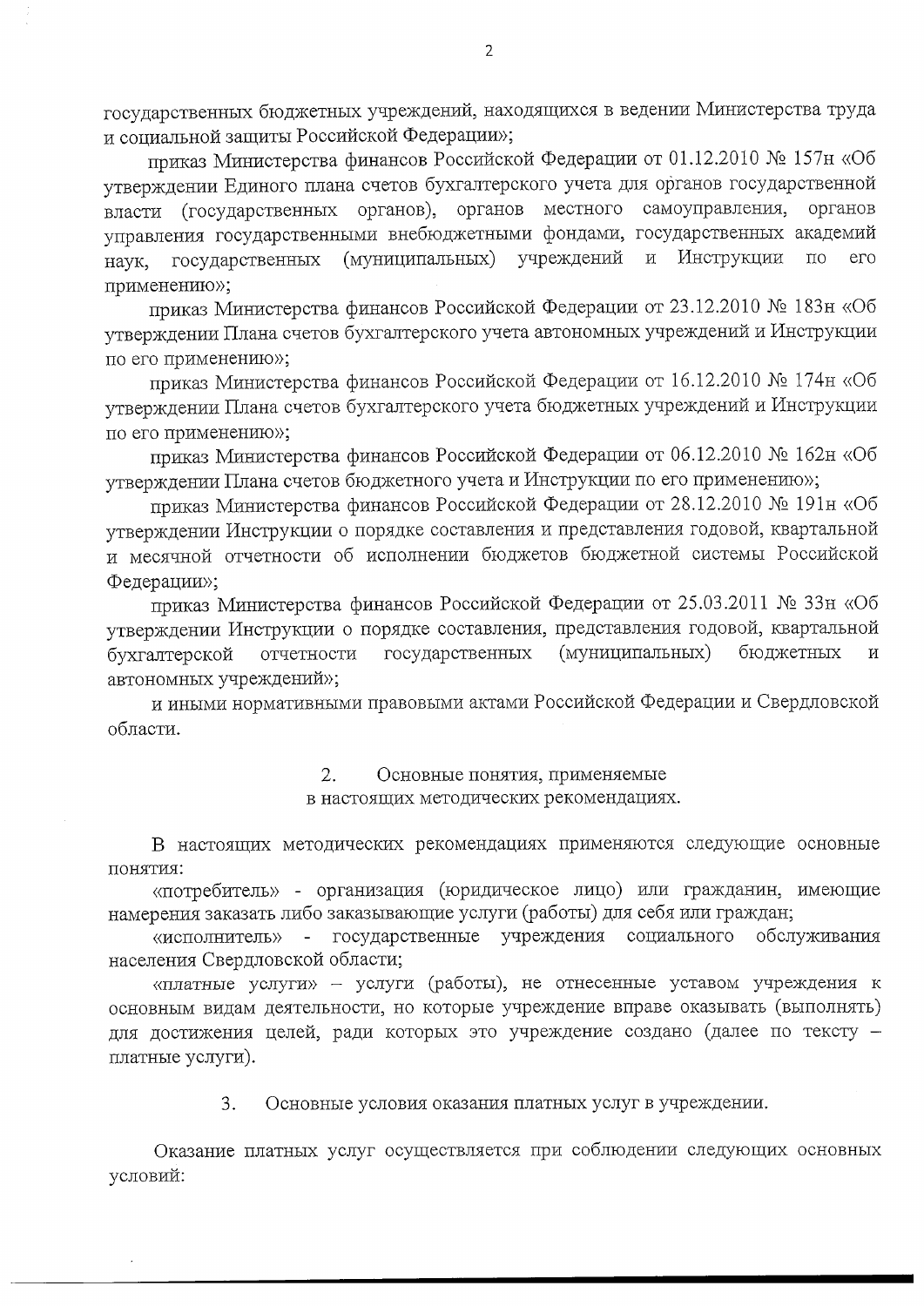государственных бюджетных учреждений, находящихся в ведении Министерства труда и социальной защиты Российской Федерации»;

приказ Министерства финансов Российской Федерации от 01.12.2010 № 157н «Об утверждении Единого плана счетов бухгалтерского учета для органов государственной власти (государственных органов), органов местного самоуправления, органов управления государственными внебюджетными фондами, государственных академий наук, государственных (муниципальных) учреждений и Инструкции по его применению»;

приказ Министерства финансов Российской Федерации от 23.12.2010 № 183н «Об утверждении Плана счетов бухгалтерского учета автономных учреждений и Инструкции по его применению»;

приказ Министерства финансов Российской Федерации от 16.12.2010 № 174н «Об утверждении Плана счетов бухгалтерского учета бюджетных учреждений и Инструкции по его применению»;

приказ Министерства финансов Российской Федерации от 06.12.2010 № 162н «Об утверждении Плана счетов бюджетного учета и Инструкции по его применению»;

приказ Министерства финансов Российской Федерации от 28.12.2010 № 191н «Об утверждении Инструкции о порядке составления и представления годовой, квартальной и месячной отчетности об исполнении бюджетов бюджетной системы Российской Федерации»;

приказ Министерства финансов Российской Федерации от 25.03.2011 № 33н «Об утверждении Инструкции о порядке составления, представления годовой, квартальной бухгалтерской отчетности государственных (муниципальных) бюджетных и автономных учреждений»;

и иными нормативными правовыми актами Российской Федерации и Свердловской области.

## 2. Основные понятия, применяемые в настоящих методических рекомендациях.

В настоящих методических рекомендациях применяются следующие основные понятия:

«потребитель» - организация (юридическое лицо) или гражданин, имеющие намерения заказать либо заказывающие услуги (работы) для себя или граждан;

«исполнитель» - государственные учреждения социального обслуживания населения Свердловской области;

«платные услуги» – услуги (работы), не отнесенные уставом учреждения к основным видам деятельности, но которые учреждение вправе оказывать (выполнять) для достижения целей, ради которых это учреждение создано (далее по тексту – платные услуги).

## 3. Основные условия оказания платных услуг в учреждении.

Оказание платных услуг осуществляется при соблюдении следующих основных условий: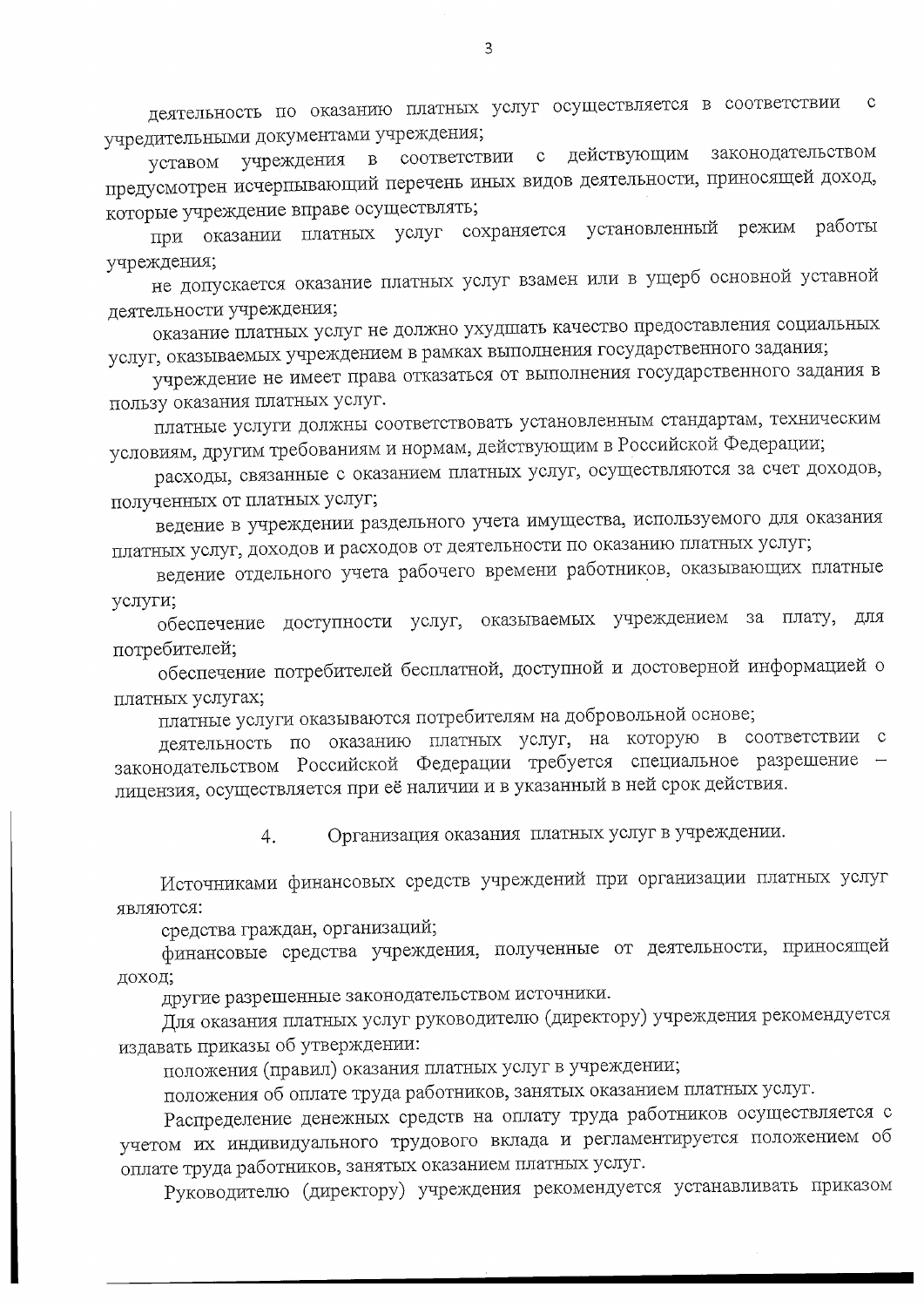деятельность по оказанию платных услуг осуществляется в соответствии с учредительными документами учреждения;

уставом учреждения в соответствии с действующим законодательством предусмотрен исчерпывающий перечень иных видов деятельности, приносящей доход, которые учреждение вправе осуществлять;

при оказании платных услуг сохраняется установленный режим работы учреждения;

не допускается оказание платных услуг взамен или в ущерб основной уставной деятельности учреждения;

оказание платных услуг не должно ухудшать качество предоставления социальных услуг, оказываемых учреждением в рамках выполнения государственного задания;

учреждение не имеет права отказаться от выполнения государственного задания в пользу оказания платных услуг.

платные услуги должны соответствовать установленным стандартам, техническим условиям, другим требованиям и нормам, действующим в Российской Федерации;

расходы, связанные с оказанием платных услуг, осуществляются за счет доходов, полученных от платных услуг;

ведение в учреждении раздельного учета имущества, используемого для оказания платных услуг, доходов и расходов от деятельности по оказанию платных услуг;

ведение отдельного учета рабочего времени работников, оказывающих платные услуги;

обеспечение доступности услуг, оказываемых учреждением за плату, для потребителей;

обеспечение потребителей бесплатной, доступной и достоверной информацией о платных услугах;

платные услуги оказываются потребителям на добровольной основе;

деятельность по оказанию платных услуг, на которую в соответствии с законодательством Российской Федерации требуется специальное разрешение – лицензия, осуществляется при её наличии и в указанный в ней срок действия.

## 4. Организация оказания платных услуг в учреждении.

Источниками финансовых средств учреждений при организации платных услуг являются:

средства граждан, организаций;

финансовые средства учреждения, полученные от деятельности, приносящей доход;

другие разрешенные законодательством источники.

Для оказания платных услуг руководителю (директору) учреждения рекомендуется издавать приказы об утверждении:

положения (правил) оказания платных услуг в учреждении;

положения об оплате труда работников, занятых оказанием платных услуг.

Распределение денежных средств на оплату труда работников осуществляется с учетом их индивидуального трудового вклада и регламентируется положением об оплате труда работников, занятых оказанием платных услуг.

Руководителю (директору) учреждения рекомендуется устанавливать приказом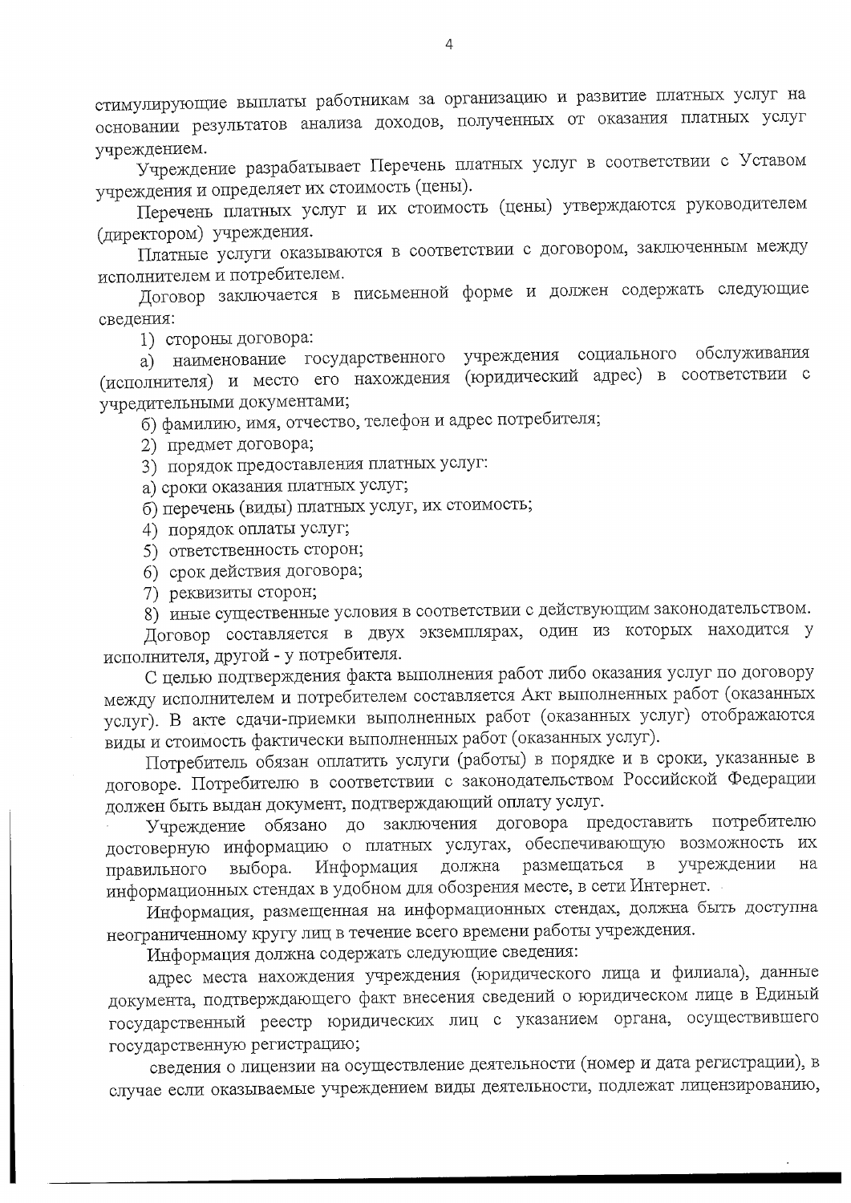стимулирующие выплаты работникам за организацию и развитие платных услуг на основании результатов анализа доходов, полученных от оказания платных услуг учреждением.

Учреждение разрабатывает Перечень платных услуг в соответствии с Уставом учреждения и определяет их стоимость (цены).

Перечень платных услуг и их стоимость (цены) утверждаются руководителем (директором) учреждения.

Платные услуги оказываются в соответствии с договором, заключенным между исполнителем и потребителем.

Договор заключается в письменной форме и должен содержать следующие сведения:

1) стороны договора:

а) наименование государственного учреждения социального обслуживания (исполнителя) и место его нахождения (юридический адрес) в соответствии с учредительными документами;

б) фамилию, имя, отчество, телефон и адрес потребителя;

2) предмет договора;

3) порядок предоставления платных услуг:

а) сроки оказания платных услуг;

б) перечень (виды) платных услуг, их стоимость;

4) порядок оплаты услуг;

5) ответственность сторон;

6) срок действия договора;

7) реквизиты сторон;

8) иные существенные условия в соответствии с действующим законодательством.

Договор составляется в двух экземплярах, один из которых находится у исполнителя, другой - у потребителя.

С целью подтверждения факта выполнения работ либо оказания услуг по договору между исполнителем и потребителем составляется Акт выполненных работ (оказанных услуг). В акте сдачи-приемки выполненных работ (оказанных услуг) отображаются виды и стоимость фактически выполненных работ (оказанных услуг).

Потребитель обязан оплатить услуги (работы) в порядке и в сроки, указанные в договоре. Потребителю в соответствии с законодательством Российской Федерации должен быть выдан документ, подтверждающий оплату услуг.

Учреждение обязано до заключения договора предоставить потребителю достоверную информацию о платных услугах, обеспечивающую возможность их правильного выбора. Информация должна размещаться в учреждении на информационных стендах в удобном для обозрения месте, в сети Интернет.

Информация, размещенная на информационных стендах, должна быть доступна неограниченному кругу лиц в течение всего времени работы учреждения.

Информация должна содержать следующие сведения:

адрес места нахождения учреждения (юридического лица и филиала), данные документа, подтверждающего факт внесения сведений о юридическом лице в Единый государственный реестр юридических лиц с указанием органа, осуществившего государственную регистрацию;

сведения о лицензии на осуществление деятельности (номер и дата регистрации), в случае если оказываемые учреждением виды деятельности, подлежат лицензированию,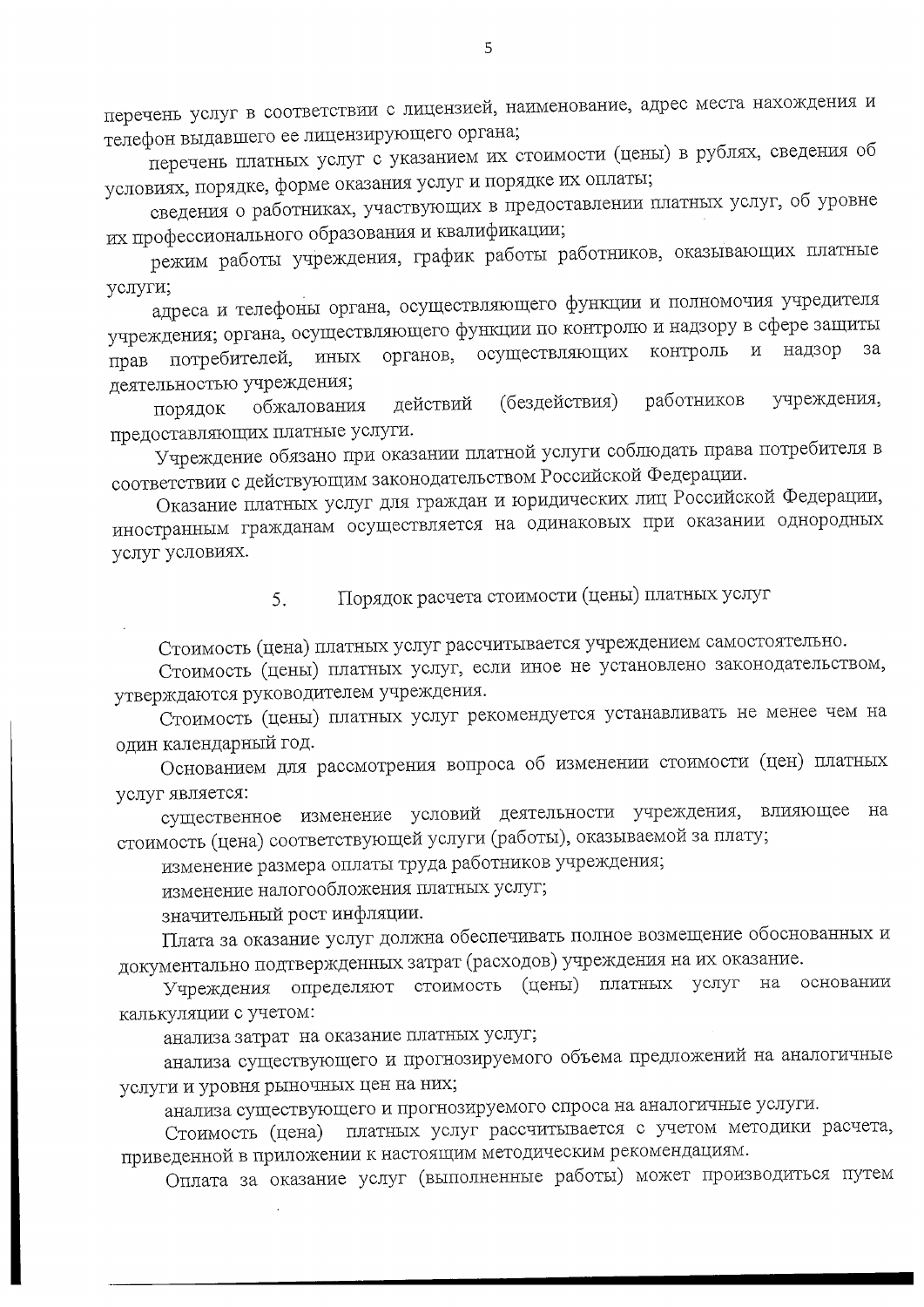перечень услуг в соответствии с лицензией, наименование, адрес места нахождения и телефон выдавшего ее лицензирующего органа;

перечень платных услуг с указанием их стоимости (цены) в рублях, сведения об условиях, порядке, форме оказания услуг и порядке их оплаты;

сведения о работниках, участвующих в предоставлении платных услуг, об уровне их профессионального образования и квалификации;

режим работы учреждения, график работы работников, оказывающих платные услуги;

адреса и телефоны органа, осуществляющего функции и полномочия учредителя учреждения; органа, осуществляющего функции по контролю и надзору в сфере защиты прав потребителей, иных органов, осуществляющих контроль и надзор за деятельностью учреждения;

порядок обжалования действий (бездействия) работников учреждения, предоставляющих платные услуги.

Учреждение обязано при оказании платной услуги соблюдать права потребителя в соответствии с действующим законодательством Российской Федерации.

Оказание платных услуг для граждан и юридических лиц Российской Федерации, иностранным гражданам осуществляется на одинаковых при оказании однородных услуг условиях.

## 5. Порядок расчета стоимости (цены) платных услуг

Стоимость (цена) платных услуг рассчитывается учреждением самостоятельно.

Стоимость (цены) платных услуг, если иное не установлено законодательством, утверждаются руководителем учреждения.

Стоимость (цены) платных услуг рекомендуется устанавливать не менее чем на один календарный год.

Основанием для рассмотрения вопроса об изменении стоимости (цен) платных услуг является:

существенное изменение условий деятельности учреждения, влияющее на стоимость (цена) соответствующей услуги (работы), оказываемой за плату;

изменение размера оплаты труда работников учреждения;

изменение налогообложения платных услуг;

значительный рост инфляции.

Плата за оказание услуг должна обеспечивать полное возмещение обоснованных и документально подтвержденных затрат (расходов) учреждения на их оказание.

Учреждения определяют стоимость (цены) платных услуг на основании калькуляции с учетом:

анализа затрат на оказание платных услуг;

анализа существующего и прогнозируемого объема предложений на аналогичные услуги и уровня рыночных цен на них;

анализа существующего и прогнозируемого спроса на аналогичные услуги.

Стоимость (цена) платных услуг рассчитывается с учетом методики расчета, приведенной в приложении к настоящим методическим рекомендациям.

Оплата за оказание услуг (выполненные работы) может производиться путем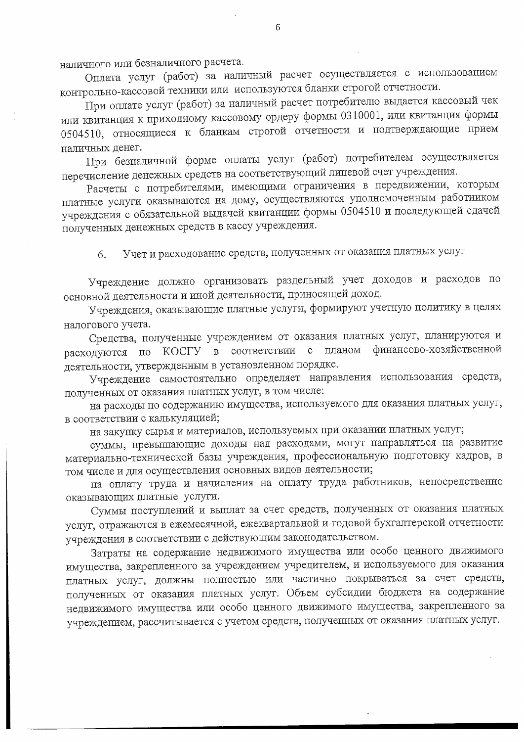наличного или безналичного расчета.

Оплата услуг (работ) за наличный расчет осуществляется с использованием контрольно-кассовой техники или используются бланки строгой отчетности.

При оплате услуг (работ) за наличный расчет потребителю выдается кассовый чек или квитанция к приходному кассовому ордеру формы 0310001, или квитанция формы 0504510, относящиеся к бланкам строгой отчетности и подтверждающие прием наличных денег.

При безналичной форме оплаты услуг (работ) потребителем осуществляется перечисление денежных средств на соответствующий лицевой счет учреждения.

Расчеты с потребителями, имеющими ограничения в передвижении, которым платные услуги оказываются на дому, осуществляются уполномоченным работником учреждения с обязательной выдачей квитанции формы 0504510 и последующей сдачей полученных денежных средств в кассу учреждения.

## 6. Учет и расходование средств, полученных от оказания платных услуг

Учреждение должно организовать раздельный учет доходов и расходов по основной деятельности и иной деятельности, приносящей доход.

Учреждения, оказывающие платные услуги, формируют учетную политику в целях налогового учета.

Средства, полученные учреждением от оказания платных услуг, планируются и расходуются по КОСГУ в соответствии с планом финансово-хозяйственной деятельности, утвержденным в установленном порядке.

Учреждение самостоятельно определяет направления использования средств, полученных от оказания платных услуг, в том числе:

на расходы по содержанию имущества, используемого для оказания платных услуг, в соответствии с калькуляцией;

на закупку сырья и материалов, используемых при оказании платных услуг;

суммы, превышающие доходы над расходами, могут направляться на развитие материально-технической базы учреждения, профессиональную подготовку кадров, в том числе и для осуществления основных видов деятельности;

на оплату труда и начисления на оплату труда работников, непосредственно оказывающих платные услуги.

Суммы поступлений и выплат за счет средств, полученных от оказания платных услуг, отражаются в ежемесячной, ежеквартальной и годовой бухгалтерской отчетности учреждения в соответствии с действующим законодательством.

Затраты на содержание недвижимого имущества или особо ценного движимого имущества, закрепленного за учреждением учредителем, и используемого для оказания платных услуг, должны полностью или частично покрываться за счет средств, полученных от оказания платных услуг. Объем субсидии бюджета на содержание недвижимого имущества или особо ценного движимого имущества, закрепленного за учреждением, рассчитывается с учетом средств, полученных от оказания платных услуг.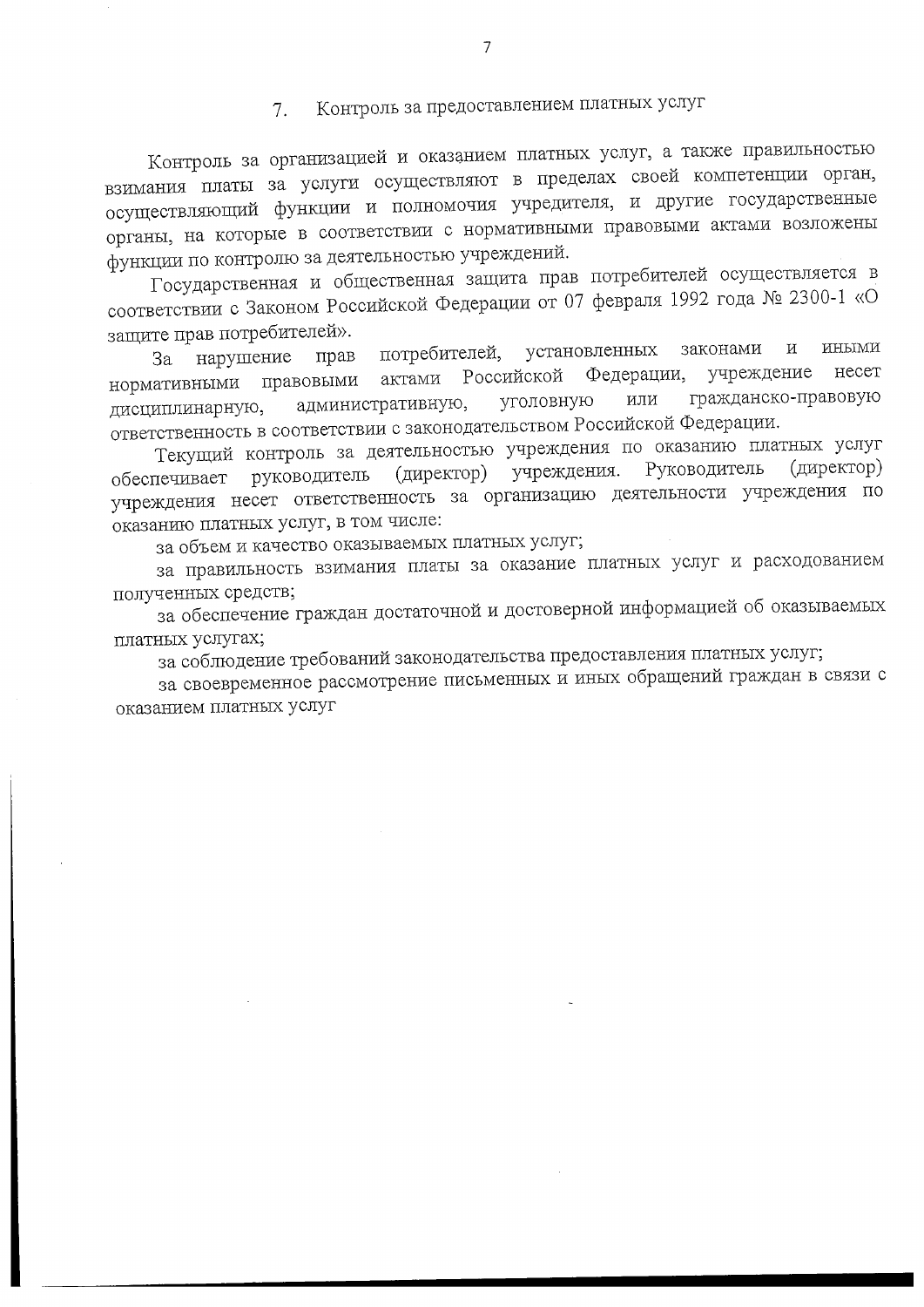## 7. Контроль за предоставлением платных услуг

Контроль за организацией и оказанием платных услуг, а также правильностью взимания платы за услуги осуществляют в пределах своей компетенции орган, осуществляющий функции и полномочия учредителя, и другие государственные органы, на которые в соответствии с нормативными правовыми актами возложены функции по контролю за деятельностью учреждений.

Государственная и общественная защита прав потребителей осуществляется в соответствии с Законом Российской Федерации от 07 февраля 1992 года № 2300-1 «О защите прав потребителей».

За нарушение прав потребителей, установленных законами и иными нормативными правовыми актами Российской Федерации, учреждение несет дисциплинарную, административную, уголовную или гражданско-правовую ответственность в соответствии с законодательством Российской Федерации.

Текущий контроль за деятельностью учреждения по оказанию платных услуг обеспечивает руководитель (директор) учреждения. Руководитель (директор) учреждения несет ответственность за организацию деятельности учреждения по оказанию платных услуг, в том числе:

за объем и качество оказываемых платных услуг;

за правильность взимания платы за оказание платных услуг и расходованием полученных средств;

за обеспечение граждан достаточной и достоверной информацией об оказываемых платных услугах;

за соблюдение требований законодательства предоставления платных услуг;

за своевременное рассмотрение письменных и иных обращений граждан в связи с оказанием платных услуг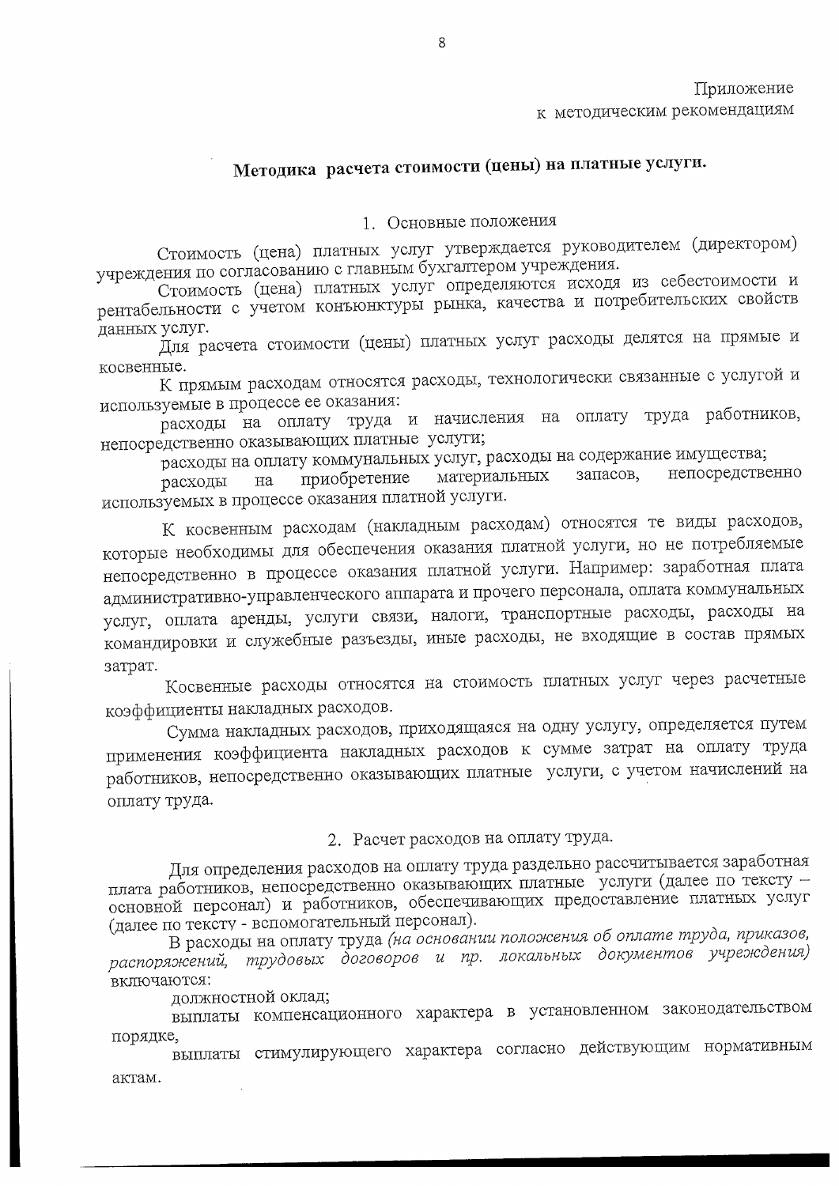Приложение
к методическим рекомендациям

## Методика расчета стоимости (цены) на платные услуги.

### 1. Основные положения

Стоимость (цена) платных услуг утверждается руководителем (директором) учреждения по согласованию с главным бухгалтером учреждения.

Стоимость (цена) платных услуг определяются исходя из себестоимости и рентабельности с учетом конъюнктуры рынка, качества и потребительских свойств данных услуг.

Для расчета стоимости (цены) платных услуг расходы делятся на прямые и косвенные.

К прямым расходам относятся расходы, технологически связанные с услугой и используемые в процессе ее оказания:

расходы на оплату труда и начисления на оплату труда работников, непосредственно оказывающих платные услуги;

расходы на оплату коммунальных услуг, расходы на содержание имущества;

расходы на приобретение материальных запасов, непосредственно используемых в процессе оказания платной услуги.

К косвенным расходам (накладным расходам) относятся те виды расходов, которые необходимы для обеспечения оказания платной услуги, но не потребляемые непосредственно в процессе оказания платной услуги. Например: заработная плата административно-управленческого аппарата и прочего персонала, оплата коммунальных услуг, оплата аренды, услуги связи, налоги, транспортные расходы, расходы на командировки и служебные разъезды, иные расходы, не входящие в состав прямых затрат.

Косвенные расходы относятся на стоимость платных услуг через расчетные коэффициенты накладных расходов.

Сумма накладных расходов, приходящаяся на одну услугу, определяется путем применения коэффициента накладных расходов к сумме затрат на оплату труда работников, непосредственно оказывающих платные услуги, с учетом начислений на оплату труда.

### 2. Расчет расходов на оплату труда.

Для определения расходов на оплату труда раздельно рассчитывается заработная плата работников, непосредственно оказывающих платные услуги (далее по тексту – основной персонал) и работников, обеспечивающих предоставление платных услуг (далее по тексту - вспомогательный персонал).

В расходы на оплату труда *(на основании положения об оплате труда, приказов, распоряжений, трудовых договоров и пр. локальных документов учреждения)* включаются:

должностной оклад;

выплаты компенсационного характера в установленном законодательством порядке,

выплаты стимулирующего характера согласно действующим нормативным актам.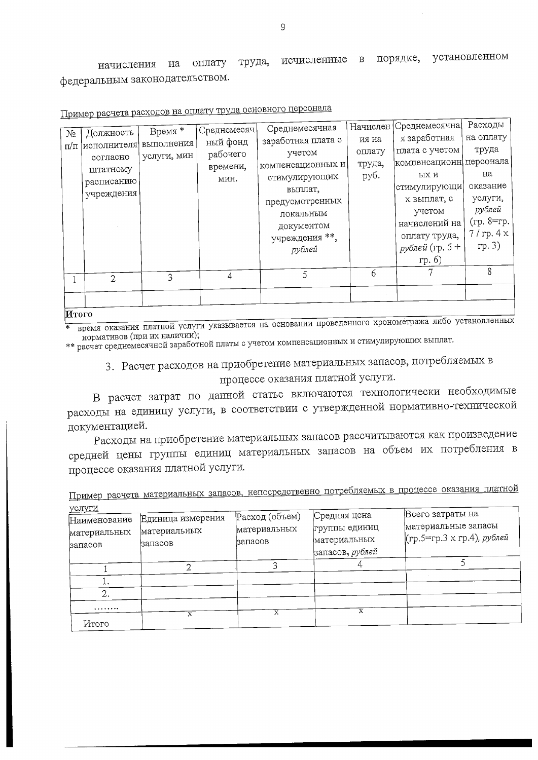начисления на оплату труда, исчисленные в порядке, установленном федеральным законодательством.

Пример расчета расходов на оплату труда основного персонала

| № п/п | Должность исполнителя согласно штатному расписанию учреждения | Время * выполнения услуги, мин | Среднемесячный фонд рабочего времени, мин. | Среднемесячная заработная плата с учетом компенсационных и стимулирующих выплат, предусмотренных локальным документом учреждения **, *рублей* | Начисления на оплату труда, руб. | Среднемесячная заработная плата с учетом компенсационных и стимулирующих выплат, с учетом начислений на оплату труда, *рублей* (гр. 5 + гр. 6) | Расходы на оплату труда персонала на оказание услуги, *рублей* (гр. 8=гр. 7 / гр. 4 х гр. 3) |
|---|---|---|---|---|---|---|---|
| 1 | 2 | 3 | 4 | 5 | 6 | 7 | 8 |
| | | | | | | | |
| **Итого** | | | | | | | |

\* время оказания платной услуги указывается на основании проведенного хронометража либо установленных нормативов (при их наличии);

\*\* расчет среднемесячной заработной платы с учетом компенсационных и стимулирующих выплат.

## 3. Расчет расходов на приобретение материальных запасов, потребляемых в процессе оказания платной услуги.

В расчет затрат по данной статье включаются технологически необходимые расходы на единицу услуги, в соответствии с утвержденной нормативно-технической документацией.

Расходы на приобретение материальных запасов рассчитываются как произведение средней цены группы единиц материальных запасов на объем их потребления в процессе оказания платной услуги.

Пример расчета материальных запасов, непосредственно потребляемых в процессе оказания платной услуги

| Наименование материальных запасов | Единица измерения материальных запасов | Расход (объем) материальных запасов | Средняя цена группы единиц материальных запасов, *рублей* | Всего затраты на материальные запасы (гр.5=гр.3 х гр.4), *рублей* |
|---|---|---|---|---|
| 1 | 2 | 3 | 4 | 5 |
| 1. | | | | |
| 2. | | | | |
| ........ | | | | |
| Итого | х | х | х | |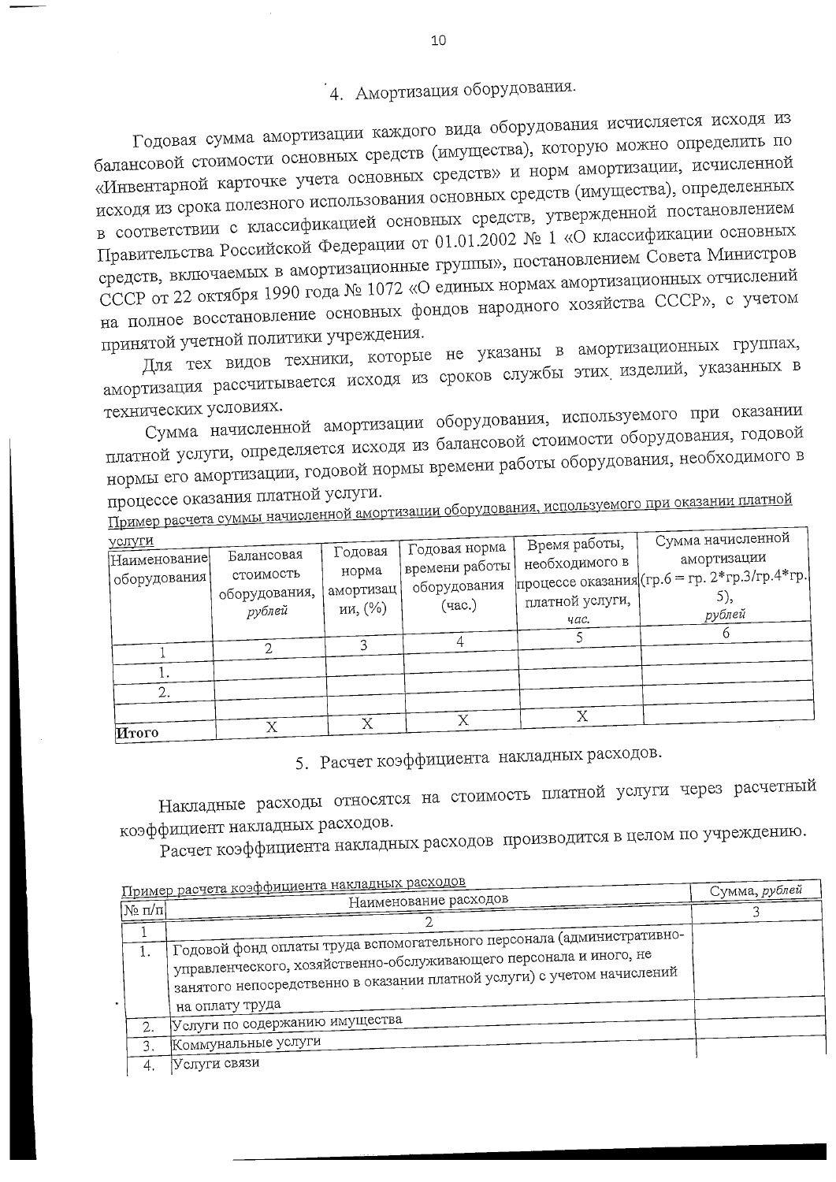## 4. Амортизация оборудования.

Годовая сумма амортизации каждого вида оборудования исчисляется исходя из балансовой стоимости основных средств (имущества), которую можно определить по «Инвентарной карточке учета основных средств» и норм амортизации, исчисленной исходя из срока полезного использования основных средств (имущества), определенных в соответствии с классификацией основных средств, утвержденной постановлением Правительства Российской Федерации от 01.01.2002 № 1 «О классификации основных средств, включаемых в амортизационные группы», постановлением Совета Министров СССР от 22 октября 1990 года № 1072 «О единых нормах амортизационных отчислений на полное восстановление основных фондов народного хозяйства СССР», с учетом принятой учетной политики учреждения.

Для тех видов техники, которые не указаны в амортизационных группах, амортизация рассчитывается исходя из сроков службы этих изделий, указанных в технических условиях.

Сумма начисленной амортизации оборудования, используемого при оказании платной услуги, определяется исходя из балансовой стоимости оборудования, годовой нормы его амортизации, годовой нормы времени работы оборудования, необходимого в процессе оказания платной услуги.

Пример расчета суммы начисленной амортизации оборудования, используемого при оказании платной услуги

| Наименование оборудования | Балансовая стоимость оборудования, *рублей* | Годовая норма амортизации, (%) | Годовая норма времени работы оборудования (час.) | Время работы, необходимого в процессе оказания платной услуги, *час.* | Сумма начисленной амортизации (гр.6 = гр. 2\*гр.3/гр.4\*гр. 5), *рублей* |
|---|---|---|---|---|---|
| 1 | 2 | 3 | 4 | 5 | 6 |
| 1. | | | | | |
| 2. | | | | | |
| | | | | | |
| **Итого** | Х | Х | Х | Х | |

## 5. Расчет коэффициента накладных расходов.

Накладные расходы относятся на стоимость платной услуги через расчетный коэффициент накладных расходов.

Расчет коэффициента накладных расходов производится в целом по учреждению.

Пример расчета коэффициента накладных расходов

| № п/п | Наименование расходов | Сумма, *рублей* |
|---|---|---|
| 1 | 2 | 3 |
| 1. | Годовой фонд оплаты труда вспомогательного персонала (административно-управленческого, хозяйственно-обслуживающего персонала и иного, не занятого непосредственно в оказании платной услуги) с учетом начислений на оплату труда | |
| 2. | Услуги по содержанию имущества | |
| 3. | Коммунальные услуги | |
| 4. | Услуги связи | |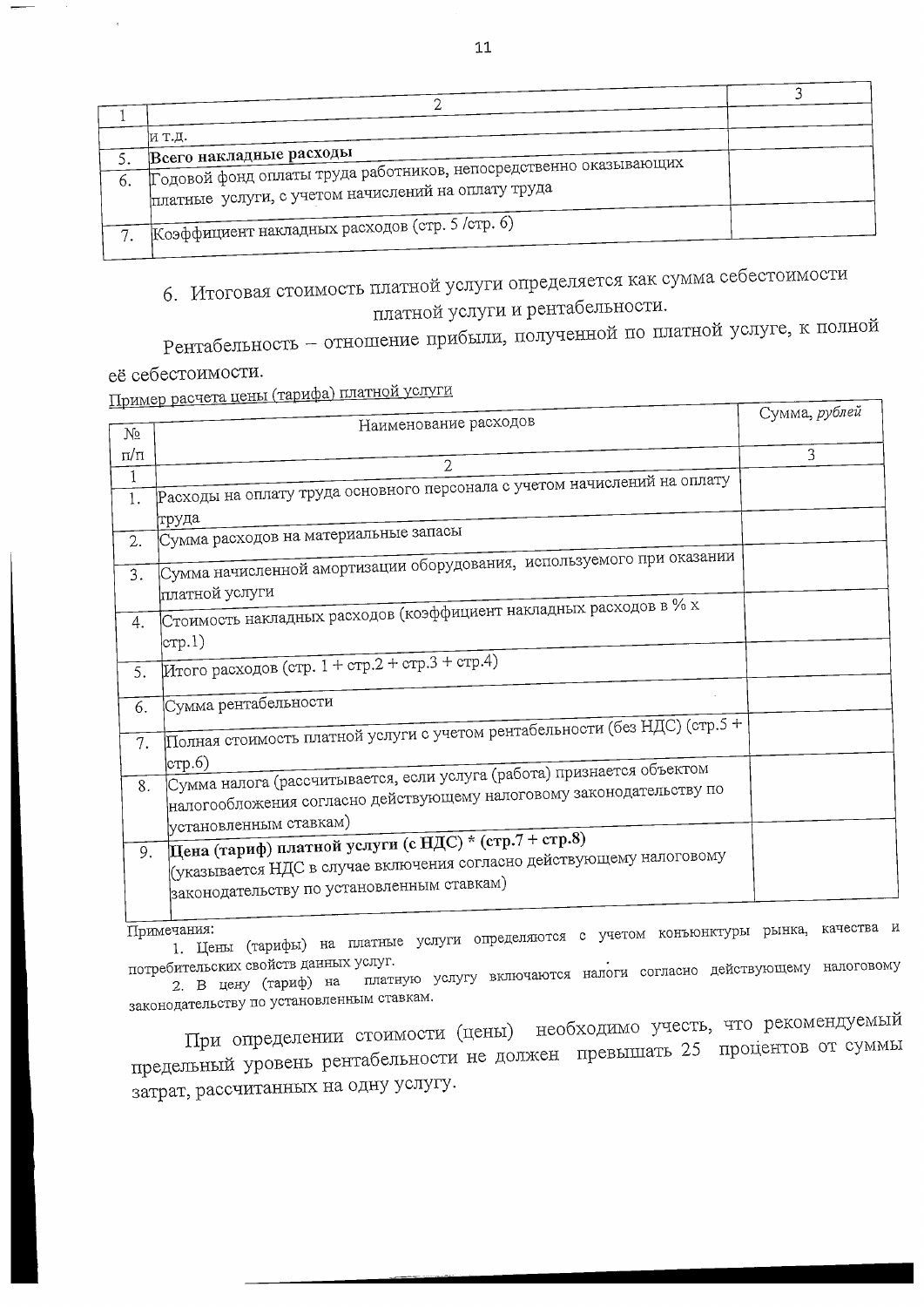| | | |
|---|---|---|
| 1 | 2 | 3 |
| | и т.д. | |
| 5. | **Всего накладные расходы** | |
| 6. | Годовой фонд оплаты труда работников, непосредственно оказывающих платные услуги, с учетом начислений на оплату труда | |
| 7. | Коэффициент накладных расходов (стр. 5 /стр. 6) | |

6. Итоговая стоимость платной услуги определяется как сумма себестоимости платной услуги и рентабельности.

Рентабельность – отношение прибыли, полученной по платной услуге, к полной её себестоимости.

Пример расчета цены (тарифа) платной услуги

| № п/п | Наименование расходов | Сумма, *рублей* |
|---|---|---|
| 1 | 2 | 3 |
| 1. | Расходы на оплату труда основного персонала с учетом начислений на оплату труда | |
| 2. | Сумма расходов на материальные запасы | |
| 3. | Сумма начисленной амортизации оборудования, используемого при оказании платной услуги | |
| 4. | Стоимость накладных расходов (коэффициент накладных расходов в % х стр.1) | |
| 5. | Итого расходов (стр. 1 + стр.2 + стр.3 + стр.4) | |
| 6. | Сумма рентабельности | |
| 7. | Полная стоимость платной услуги с учетом рентабельности (без НДС) (стр.5 + стр.6) | |
| 8. | Сумма налога (рассчитывается, если услуга (работа) признается объектом налогообложения согласно действующему налоговому законодательству по установленным ставкам) | |
| 9. | **Цена (тариф) платной услуги (с НДС) * (стр.7 + стр.8)** (указывается НДС в случае включения согласно действующему налоговому законодательству по установленным ставкам) | |

Примечания:

1. Цены (тарифы) на платные услуги определяются с учетом конъюнктуры рынка, качества и потребительских свойств данных услуг.
2. В цену (тариф) на платную услугу включаются налоги согласно действующему налоговому законодательству по установленным ставкам.

При определении стоимости (цены) необходимо учесть, что рекомендуемый предельный уровень рентабельности не должен превышать 25 процентов от суммы затрат, рассчитанных на одну услугу.